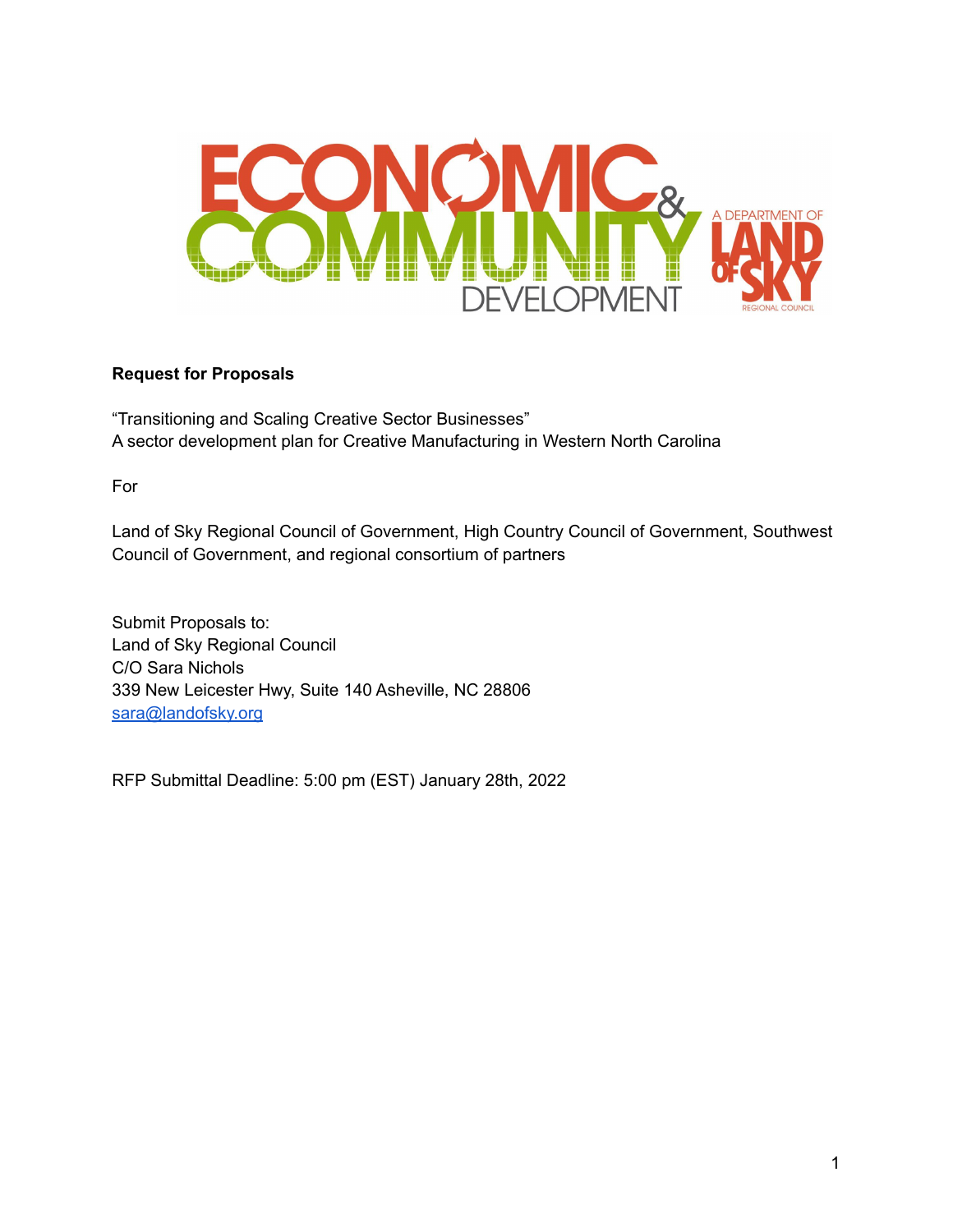**Request for Proposals**

"Transitioning and Scaling Creative Sector Businesses"
A sector development plan for Creative Manufacturing in Western North Carolina

For

Land of Sky Regional Council of Government, High Country Council of Government, Southwest Council of Government, and regional consortium of partners

Submit Proposals to:
Land of Sky Regional Council
C/O Sara Nichols
339 New Leicester Hwy, Suite 140 Asheville, NC 28806
[sara@landofsky.org](mailto:sara@landofsky.org)

RFP Submittal Deadline: 5:00 pm (EST) January 28th, 2022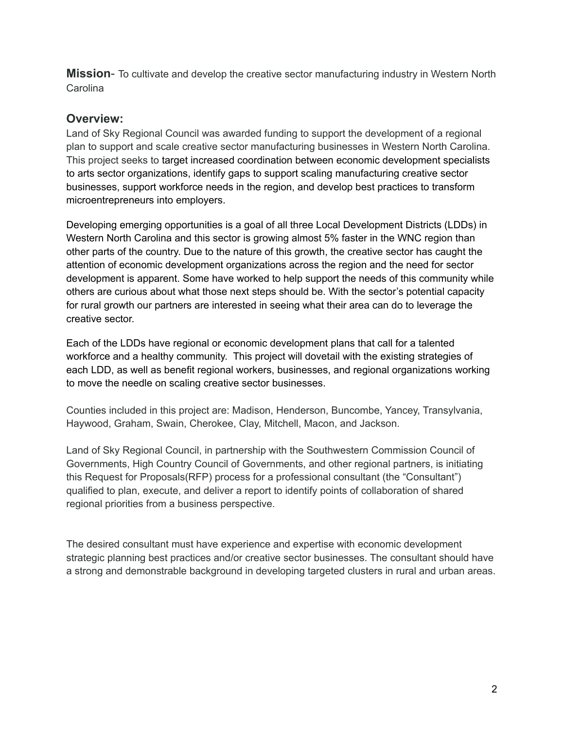**Mission**- To cultivate and develop the creative sector manufacturing industry in Western North Carolina

## Overview:

Land of Sky Regional Council was awarded funding to support the development of a regional plan to support and scale creative sector manufacturing businesses in Western North Carolina. This project seeks to target increased coordination between economic development specialists to arts sector organizations, identify gaps to support scaling manufacturing creative sector businesses, support workforce needs in the region, and develop best practices to transform microentrepreneurs into employers.

Developing emerging opportunities is a goal of all three Local Development Districts (LDDs) in Western North Carolina and this sector is growing almost 5% faster in the WNC region than other parts of the country. Due to the nature of this growth, the creative sector has caught the attention of economic development organizations across the region and the need for sector development is apparent. Some have worked to help support the needs of this community while others are curious about what those next steps should be. With the sector's potential capacity for rural growth our partners are interested in seeing what their area can do to leverage the creative sector.

Each of the LDDs have regional or economic development plans that call for a talented workforce and a healthy community. This project will dovetail with the existing strategies of each LDD, as well as benefit regional workers, businesses, and regional organizations working to move the needle on scaling creative sector businesses.

Counties included in this project are: Madison, Henderson, Buncombe, Yancey, Transylvania, Haywood, Graham, Swain, Cherokee, Clay, Mitchell, Macon, and Jackson.

Land of Sky Regional Council, in partnership with the Southwestern Commission Council of Governments, High Country Council of Governments, and other regional partners, is initiating this Request for Proposals(RFP) process for a professional consultant (the "Consultant") qualified to plan, execute, and deliver a report to identify points of collaboration of shared regional priorities from a business perspective.

The desired consultant must have experience and expertise with economic development strategic planning best practices and/or creative sector businesses. The consultant should have a strong and demonstrable background in developing targeted clusters in rural and urban areas.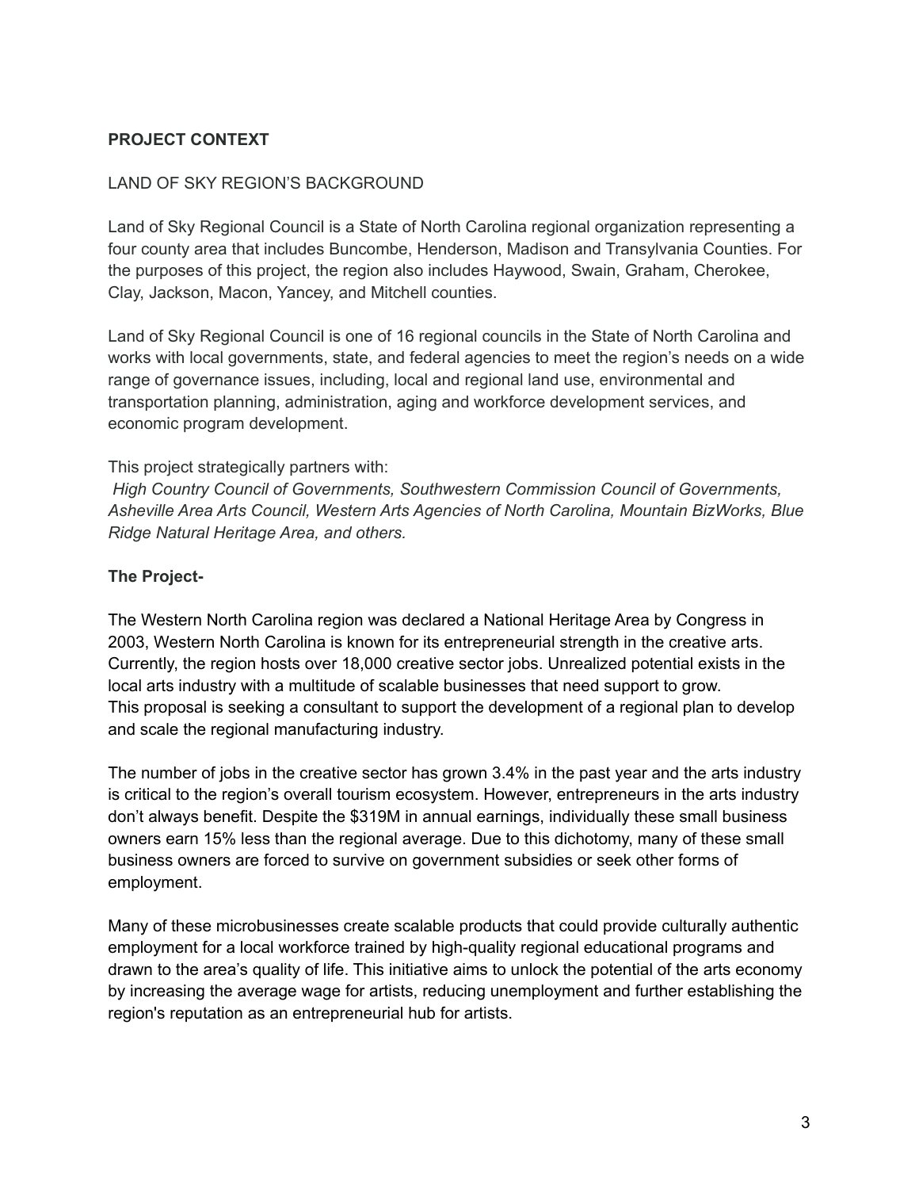## PROJECT CONTEXT

### LAND OF SKY REGION'S BACKGROUND

Land of Sky Regional Council is a State of North Carolina regional organization representing a four county area that includes Buncombe, Henderson, Madison and Transylvania Counties. For the purposes of this project, the region also includes Haywood, Swain, Graham, Cherokee, Clay, Jackson, Macon, Yancey, and Mitchell counties.

Land of Sky Regional Council is one of 16 regional councils in the State of North Carolina and works with local governments, state, and federal agencies to meet the region's needs on a wide range of governance issues, including, local and regional land use, environmental and transportation planning, administration, aging and workforce development services, and economic program development.

This project strategically partners with:
*High Country Council of Governments, Southwestern Commission Council of Governments, Asheville Area Arts Council, Western Arts Agencies of North Carolina, Mountain BizWorks, Blue Ridge Natural Heritage Area, and others.*

### The Project-

The Western North Carolina region was declared a National Heritage Area by Congress in 2003, Western North Carolina is known for its entrepreneurial strength in the creative arts. Currently, the region hosts over 18,000 creative sector jobs. Unrealized potential exists in the local arts industry with a multitude of scalable businesses that need support to grow.
This proposal is seeking a consultant to support the development of a regional plan to develop and scale the regional manufacturing industry.

The number of jobs in the creative sector has grown 3.4% in the past year and the arts industry is critical to the region's overall tourism ecosystem. However, entrepreneurs in the arts industry don't always benefit. Despite the $319M in annual earnings, individually these small business owners earn 15% less than the regional average. Due to this dichotomy, many of these small business owners are forced to survive on government subsidies or seek other forms of employment.

Many of these microbusinesses create scalable products that could provide culturally authentic employment for a local workforce trained by high-quality regional educational programs and drawn to the area's quality of life. This initiative aims to unlock the potential of the arts economy by increasing the average wage for artists, reducing unemployment and further establishing the region's reputation as an entrepreneurial hub for artists.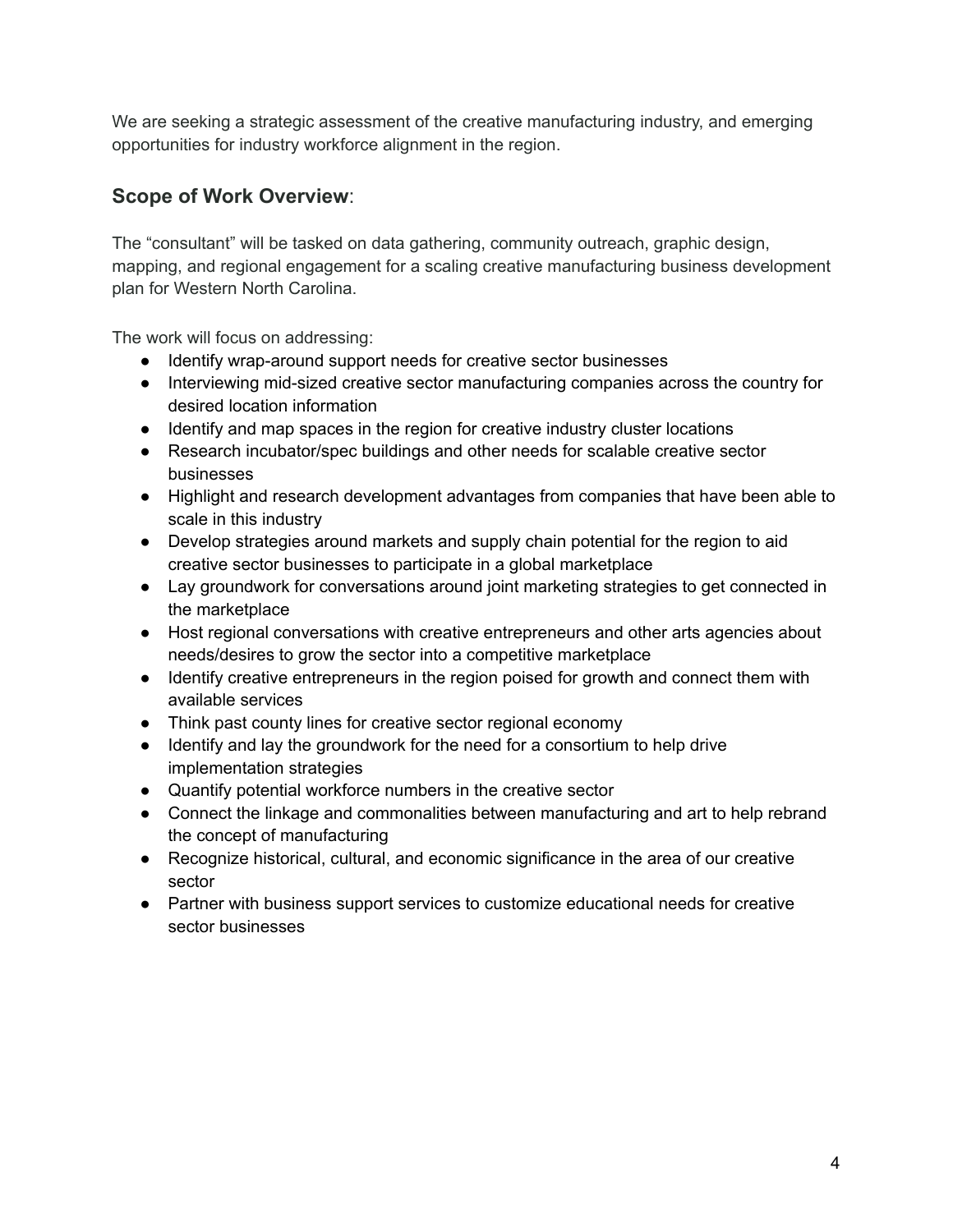We are seeking a strategic assessment of the creative manufacturing industry, and emerging opportunities for industry workforce alignment in the region.

## **Scope of Work Overview**:

The "consultant" will be tasked on data gathering, community outreach, graphic design, mapping, and regional engagement for a scaling creative manufacturing business development plan for Western North Carolina.

The work will focus on addressing:

- Identify wrap-around support needs for creative sector businesses
- Interviewing mid-sized creative sector manufacturing companies across the country for desired location information
- Identify and map spaces in the region for creative industry cluster locations
- Research incubator/spec buildings and other needs for scalable creative sector businesses
- Highlight and research development advantages from companies that have been able to scale in this industry
- Develop strategies around markets and supply chain potential for the region to aid creative sector businesses to participate in a global marketplace
- Lay groundwork for conversations around joint marketing strategies to get connected in the marketplace
- Host regional conversations with creative entrepreneurs and other arts agencies about needs/desires to grow the sector into a competitive marketplace
- Identify creative entrepreneurs in the region poised for growth and connect them with available services
- Think past county lines for creative sector regional economy
- Identify and lay the groundwork for the need for a consortium to help drive implementation strategies
- Quantify potential workforce numbers in the creative sector
- Connect the linkage and commonalities between manufacturing and art to help rebrand the concept of manufacturing
- Recognize historical, cultural, and economic significance in the area of our creative sector
- Partner with business support services to customize educational needs for creative sector businesses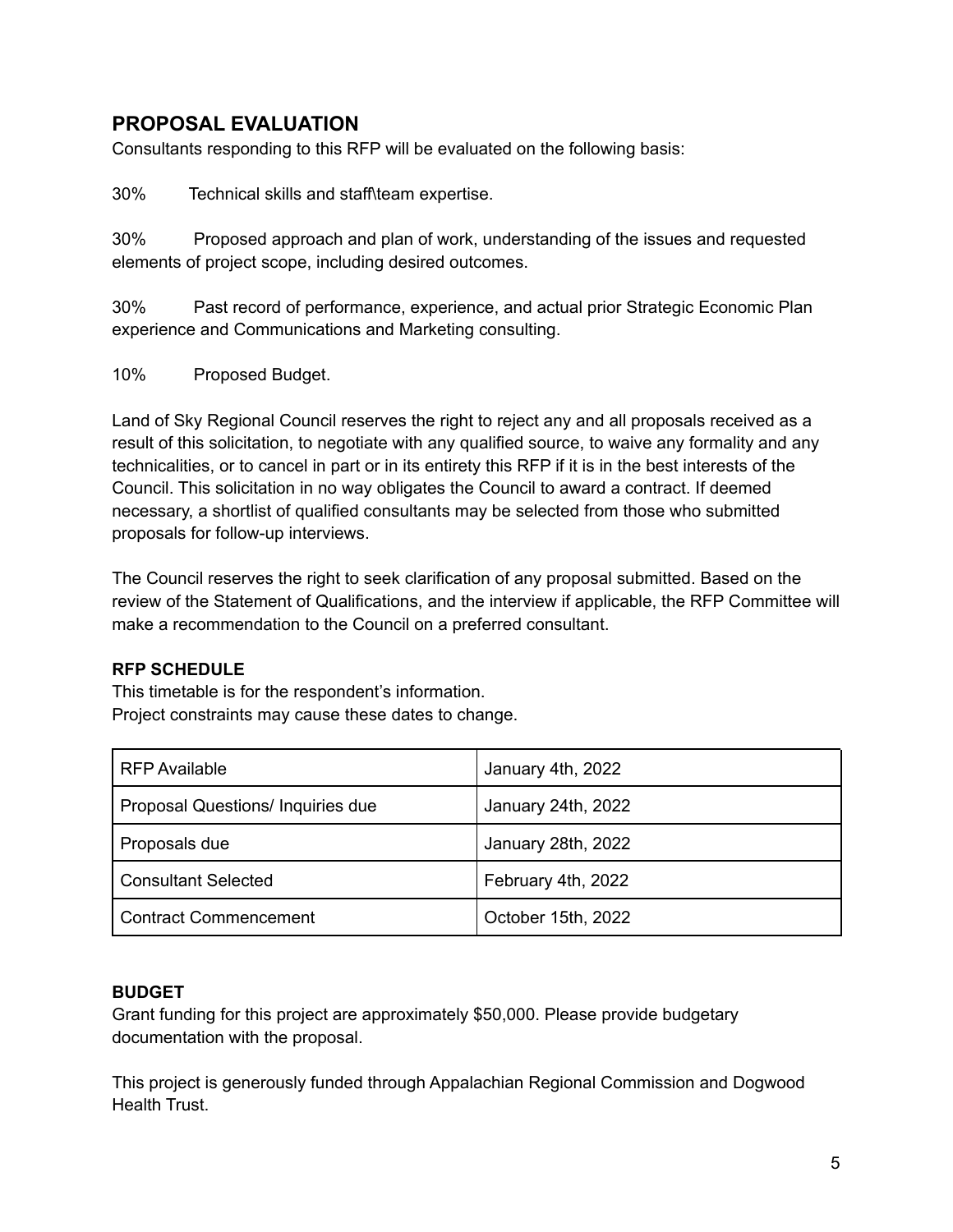## PROPOSAL EVALUATION

Consultants responding to this RFP will be evaluated on the following basis:

30% Technical skills and staff\team expertise.

30% Proposed approach and plan of work, understanding of the issues and requested elements of project scope, including desired outcomes.

30% Past record of performance, experience, and actual prior Strategic Economic Plan experience and Communications and Marketing consulting.

10% Proposed Budget.

Land of Sky Regional Council reserves the right to reject any and all proposals received as a result of this solicitation, to negotiate with any qualified source, to waive any formality and any technicalities, or to cancel in part or in its entirety this RFP if it is in the best interests of the Council. This solicitation in no way obligates the Council to award a contract. If deemed necessary, a shortlist of qualified consultants may be selected from those who submitted proposals for follow-up interviews.

The Council reserves the right to seek clarification of any proposal submitted. Based on the review of the Statement of Qualifications, and the interview if applicable, the RFP Committee will make a recommendation to the Council on a preferred consultant.

**RFP SCHEDULE**

This timetable is for the respondent's information.
Project constraints may cause these dates to change.

| | |
|---|---|
| RFP Available | January 4th, 2022 |
| Proposal Questions/ Inquiries due | January 24th, 2022 |
| Proposals due | January 28th, 2022 |
| Consultant Selected | February 4th, 2022 |
| Contract Commencement | October 15th, 2022 |

**BUDGET**

Grant funding for this project are approximately $50,000. Please provide budgetary documentation with the proposal.

This project is generously funded through Appalachian Regional Commission and Dogwood Health Trust.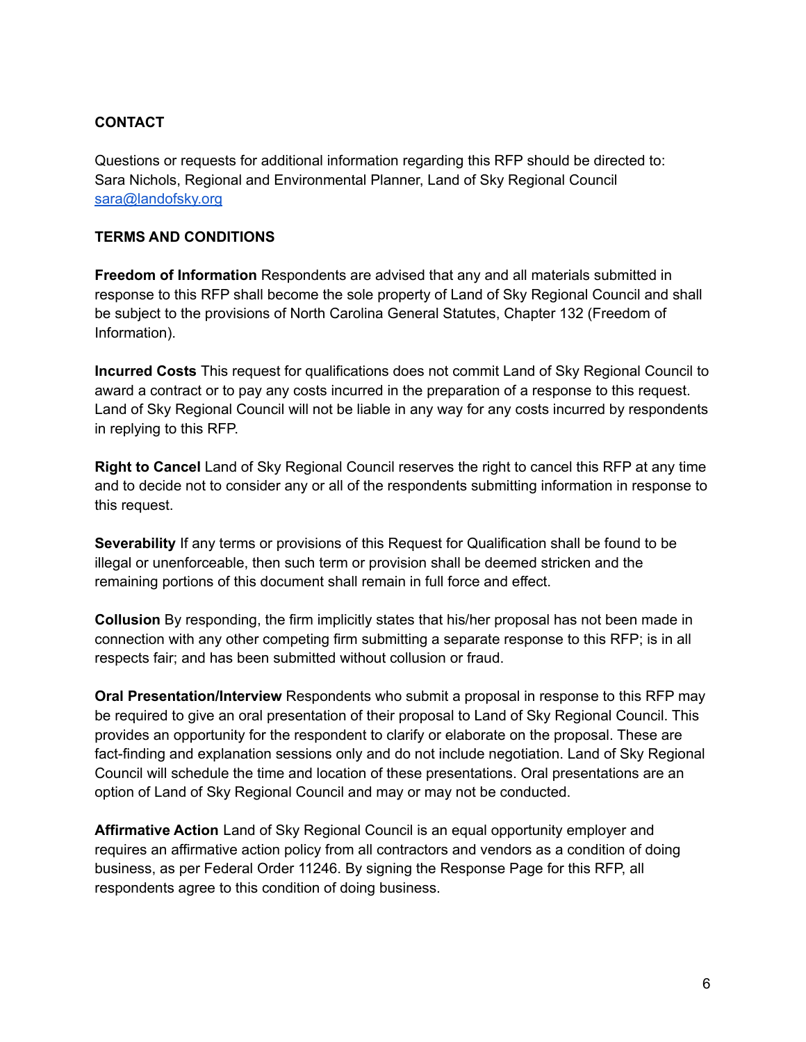**CONTACT**

Questions or requests for additional information regarding this RFP should be directed to:
Sara Nichols, Regional and Environmental Planner, Land of Sky Regional Council
sara@landofsky.org

**TERMS AND CONDITIONS**

**Freedom of Information** Respondents are advised that any and all materials submitted in response to this RFP shall become the sole property of Land of Sky Regional Council and shall be subject to the provisions of North Carolina General Statutes, Chapter 132 (Freedom of Information).

**Incurred Costs** This request for qualifications does not commit Land of Sky Regional Council to award a contract or to pay any costs incurred in the preparation of a response to this request. Land of Sky Regional Council will not be liable in any way for any costs incurred by respondents in replying to this RFP.

**Right to Cancel** Land of Sky Regional Council reserves the right to cancel this RFP at any time and to decide not to consider any or all of the respondents submitting information in response to this request.

**Severability** If any terms or provisions of this Request for Qualification shall be found to be illegal or unenforceable, then such term or provision shall be deemed stricken and the remaining portions of this document shall remain in full force and effect.

**Collusion** By responding, the firm implicitly states that his/her proposal has not been made in connection with any other competing firm submitting a separate response to this RFP; is in all respects fair; and has been submitted without collusion or fraud.

**Oral Presentation/Interview** Respondents who submit a proposal in response to this RFP may be required to give an oral presentation of their proposal to Land of Sky Regional Council. This provides an opportunity for the respondent to clarify or elaborate on the proposal. These are fact-finding and explanation sessions only and do not include negotiation. Land of Sky Regional Council will schedule the time and location of these presentations. Oral presentations are an option of Land of Sky Regional Council and may or may not be conducted.

**Affirmative Action** Land of Sky Regional Council is an equal opportunity employer and requires an affirmative action policy from all contractors and vendors as a condition of doing business, as per Federal Order 11246. By signing the Response Page for this RFP, all respondents agree to this condition of doing business.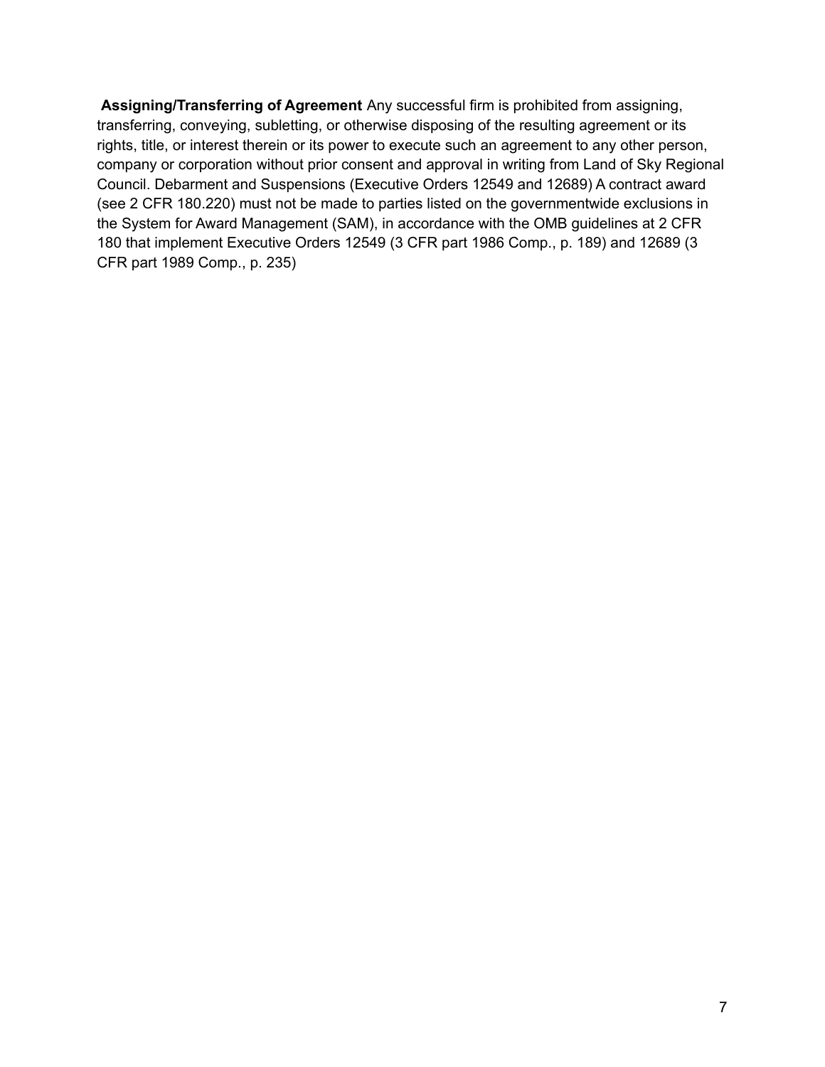**Assigning/Transferring of Agreement** Any successful firm is prohibited from assigning, transferring, conveying, subletting, or otherwise disposing of the resulting agreement or its rights, title, or interest therein or its power to execute such an agreement to any other person, company or corporation without prior consent and approval in writing from Land of Sky Regional Council. Debarment and Suspensions (Executive Orders 12549 and 12689) A contract award (see 2 CFR 180.220) must not be made to parties listed on the governmentwide exclusions in the System for Award Management (SAM), in accordance with the OMB guidelines at 2 CFR 180 that implement Executive Orders 12549 (3 CFR part 1986 Comp., p. 189) and 12689 (3 CFR part 1989 Comp., p. 235)